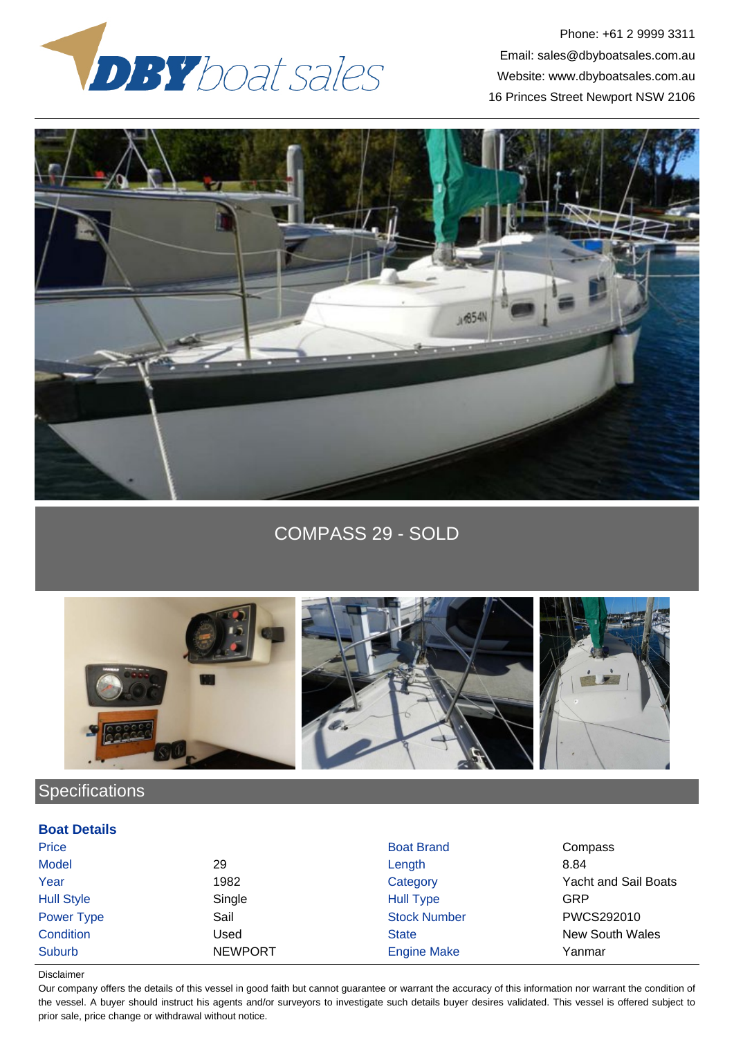Phone: +61 2 9999 3311
Email: sales@dbyboatsales.com.au
Website: www.dbyboatsales.com.au
16 Princes Street Newport NSW 2106

# COMPASS 29 - SOLD

## Specifications

### Boat Details

| | | | |
|---|---|---|---|
| Price | | Boat Brand | Compass |
| Model | 29 | Length | 8.84 |
| Year | 1982 | Category | Yacht and Sail Boats |
| Hull Style | Single | Hull Type | GRP |
| Power Type | Sail | Stock Number | PWCS292010 |
| Condition | Used | State | New South Wales |
| Suburb | NEWPORT | Engine Make | Yanmar |

Disclaimer

Our company offers the details of this vessel in good faith but cannot guarantee or warrant the accuracy of this information nor warrant the condition of the vessel. A buyer should instruct his agents and/or surveyors to investigate such details buyer desires validated. This vessel is offered subject to prior sale, price change or withdrawal without notice.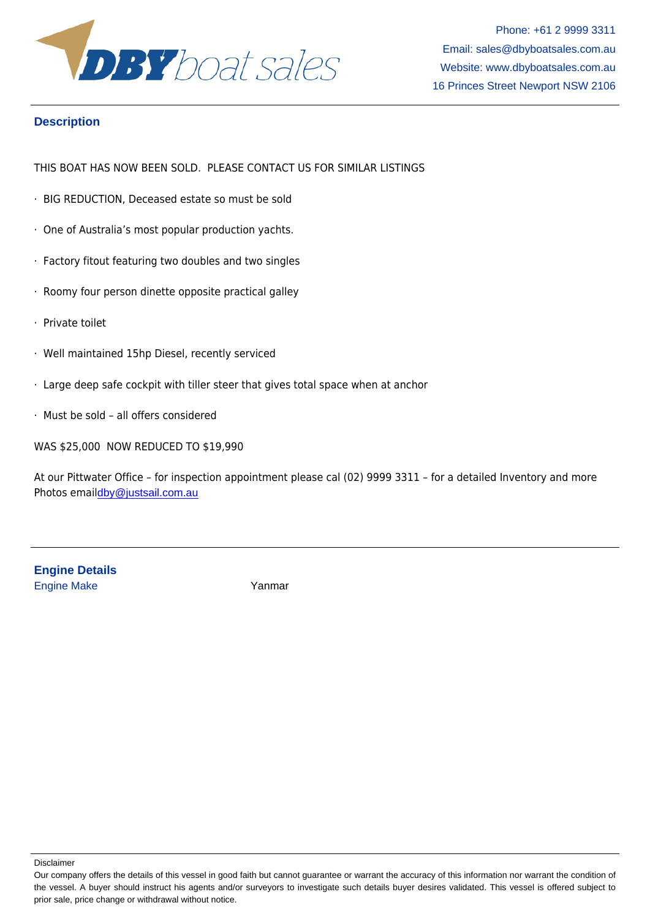## Description

THIS BOAT HAS NOW BEEN SOLD. PLEASE CONTACT US FOR SIMILAR LISTINGS

- BIG REDUCTION, Deceased estate so must be sold
- One of Australia's most popular production yachts.
- Factory fitout featuring two doubles and two singles
- Roomy four person dinette opposite practical galley
- Private toilet
- Well maintained 15hp Diesel, recently serviced
- Large deep safe cockpit with tiller steer that gives total space when at anchor
- Must be sold – all offers considered

WAS $25,000 NOW REDUCED TO $19,990

At our Pittwater Office – for inspection appointment please cal (02) 9999 3311 – for a detailed Inventory and more Photos emaildby@justsail.com.au

## Engine Details

| | |
|---|---|
| Engine Make | Yanmar |

Disclaimer

Our company offers the details of this vessel in good faith but cannot guarantee or warrant the accuracy of this information nor warrant the condition of the vessel. A buyer should instruct his agents and/or surveyors to investigate such details buyer desires validated. This vessel is offered subject to prior sale, price change or withdrawal without notice.